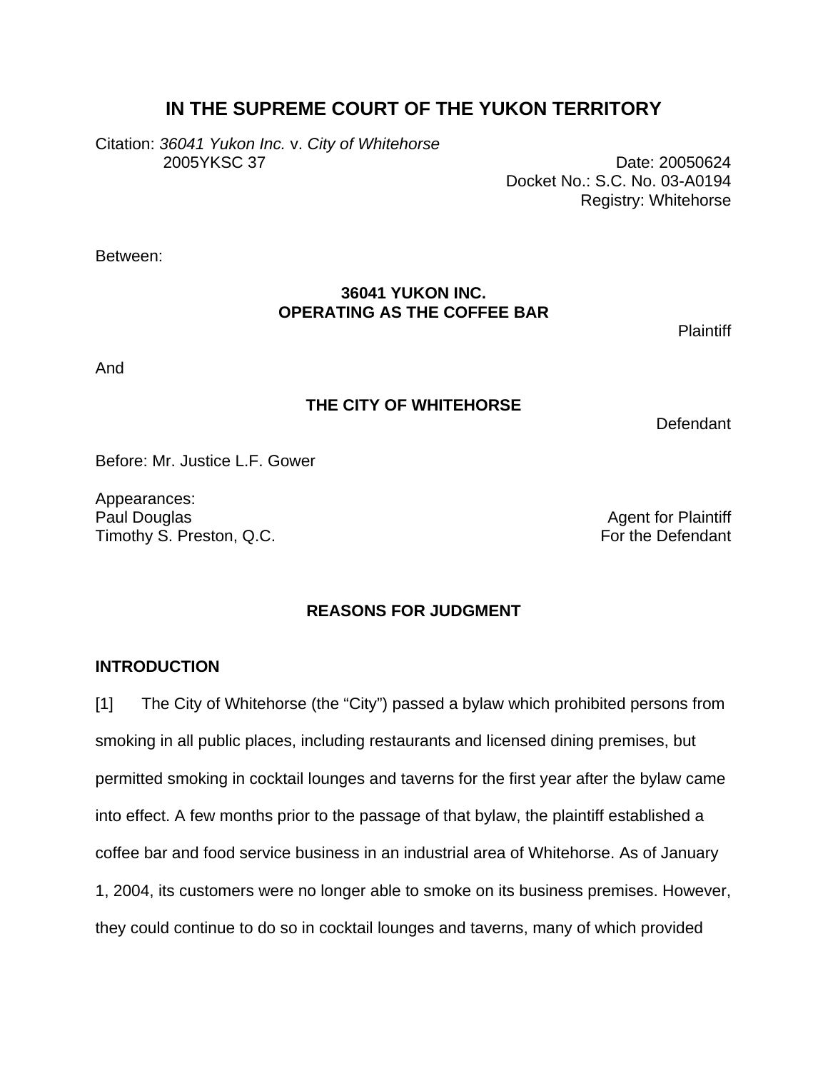# IN THE SUPREME COURT OF THE YUKON TERRITORY

Citation: *36041 Yukon Inc.* v. *City of Whitehorse* 2005YKSC 37

Date: 20050624
Docket No.: S.C. No. 03-A0194
Registry: Whitehorse

Between:

**36041 YUKON INC.**
**OPERATING AS THE COFFEE BAR**

Plaintiff

And

**THE CITY OF WHITEHORSE**

Defendant

Before: Mr. Justice L.F. Gower

Appearances:
Paul Douglas — Agent for Plaintiff
Timothy S. Preston, Q.C. — For the Defendant

## REASONS FOR JUDGMENT

### INTRODUCTION

[1] The City of Whitehorse (the "City") passed a bylaw which prohibited persons from smoking in all public places, including restaurants and licensed dining premises, but permitted smoking in cocktail lounges and taverns for the first year after the bylaw came into effect. A few months prior to the passage of that bylaw, the plaintiff established a coffee bar and food service business in an industrial area of Whitehorse. As of January 1, 2004, its customers were no longer able to smoke on its business premises. However, they could continue to do so in cocktail lounges and taverns, many of which provided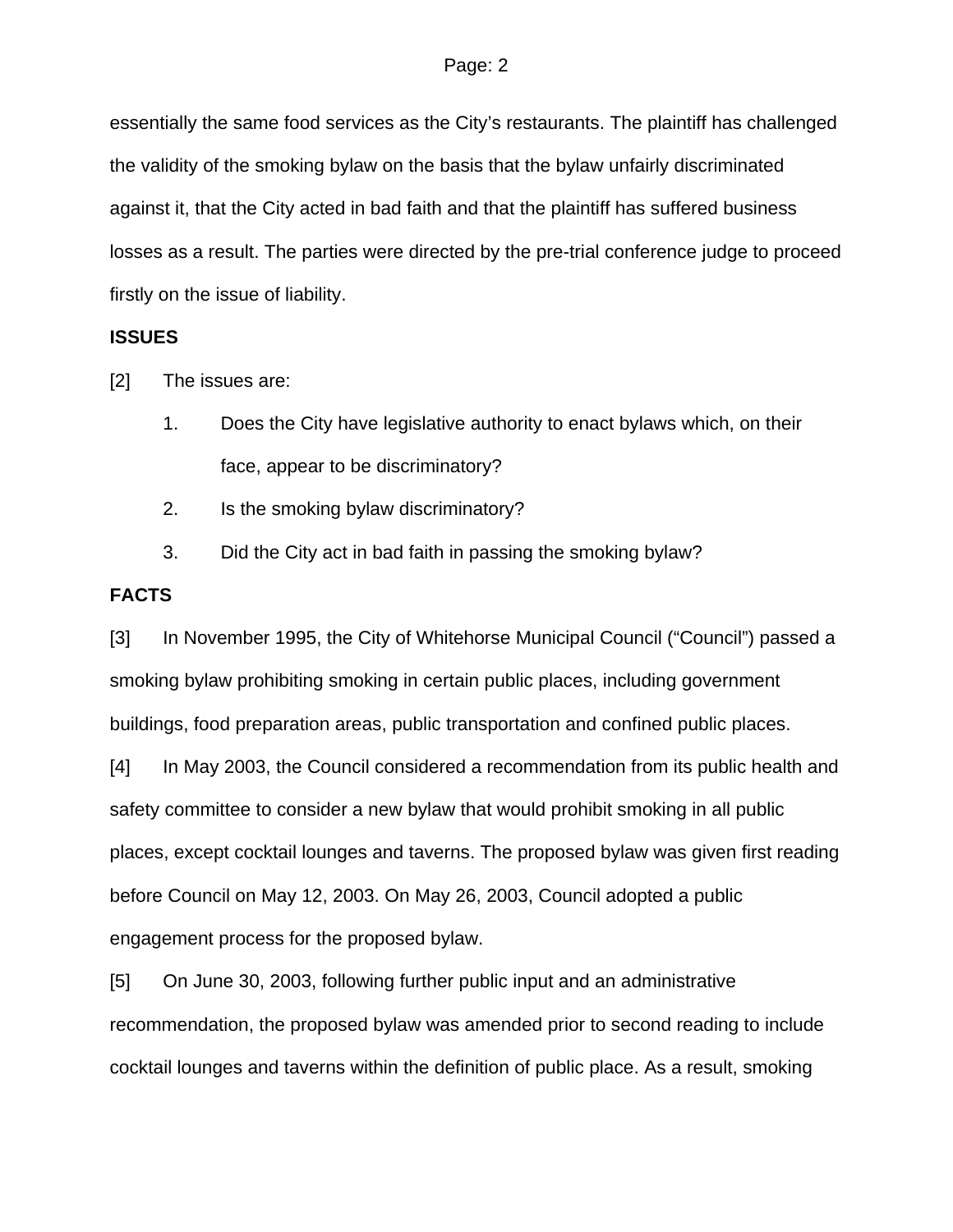essentially the same food services as the City's restaurants. The plaintiff has challenged the validity of the smoking bylaw on the basis that the bylaw unfairly discriminated against it, that the City acted in bad faith and that the plaintiff has suffered business losses as a result. The parties were directed by the pre-trial conference judge to proceed firstly on the issue of liability.

**ISSUES**

[2] The issues are:

1. Does the City have legislative authority to enact bylaws which, on their face, appear to be discriminatory?
2. Is the smoking bylaw discriminatory?
3. Did the City act in bad faith in passing the smoking bylaw?

**FACTS**

[3] In November 1995, the City of Whitehorse Municipal Council ("Council") passed a smoking bylaw prohibiting smoking in certain public places, including government buildings, food preparation areas, public transportation and confined public places.

[4] In May 2003, the Council considered a recommendation from its public health and safety committee to consider a new bylaw that would prohibit smoking in all public places, except cocktail lounges and taverns. The proposed bylaw was given first reading before Council on May 12, 2003. On May 26, 2003, Council adopted a public engagement process for the proposed bylaw.

[5] On June 30, 2003, following further public input and an administrative recommendation, the proposed bylaw was amended prior to second reading to include cocktail lounges and taverns within the definition of public place. As a result, smoking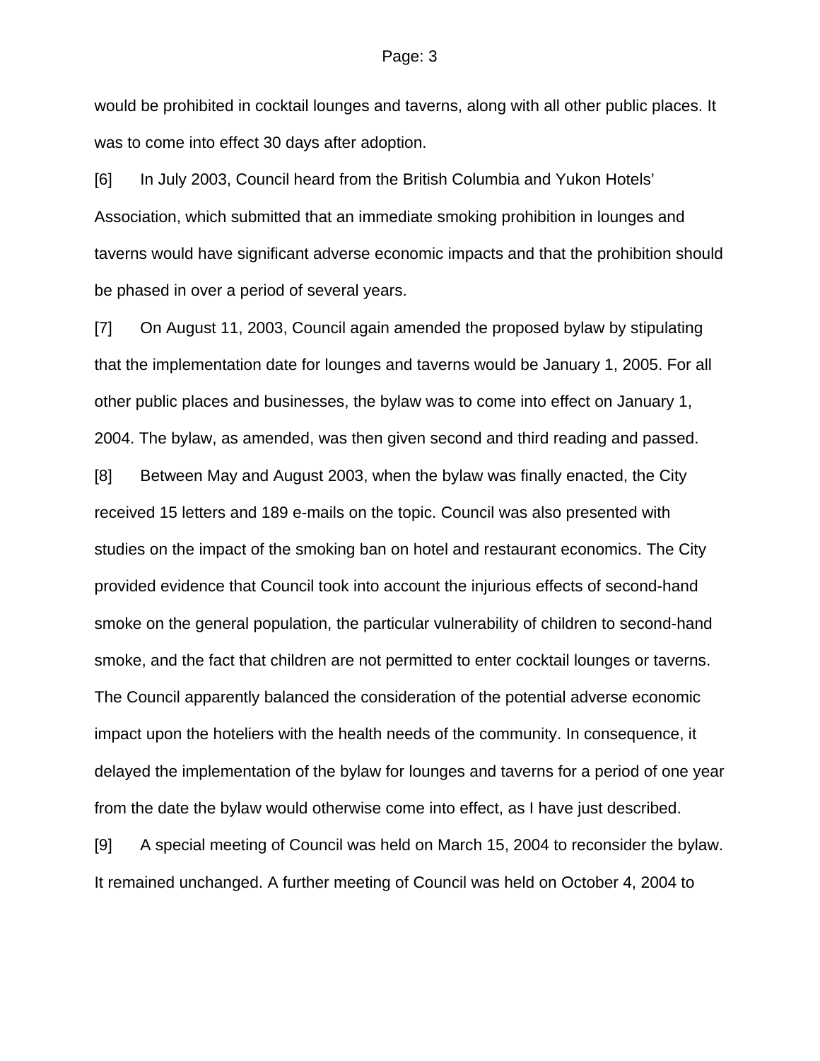would be prohibited in cocktail lounges and taverns, along with all other public places. It was to come into effect 30 days after adoption.

[6] In July 2003, Council heard from the British Columbia and Yukon Hotels' Association, which submitted that an immediate smoking prohibition in lounges and taverns would have significant adverse economic impacts and that the prohibition should be phased in over a period of several years.

[7] On August 11, 2003, Council again amended the proposed bylaw by stipulating that the implementation date for lounges and taverns would be January 1, 2005. For all other public places and businesses, the bylaw was to come into effect on January 1, 2004. The bylaw, as amended, was then given second and third reading and passed.

[8] Between May and August 2003, when the bylaw was finally enacted, the City received 15 letters and 189 e-mails on the topic. Council was also presented with studies on the impact of the smoking ban on hotel and restaurant economics. The City provided evidence that Council took into account the injurious effects of second-hand smoke on the general population, the particular vulnerability of children to second-hand smoke, and the fact that children are not permitted to enter cocktail lounges or taverns. The Council apparently balanced the consideration of the potential adverse economic impact upon the hoteliers with the health needs of the community. In consequence, it delayed the implementation of the bylaw for lounges and taverns for a period of one year from the date the bylaw would otherwise come into effect, as I have just described.

[9] A special meeting of Council was held on March 15, 2004 to reconsider the bylaw. It remained unchanged. A further meeting of Council was held on October 4, 2004 to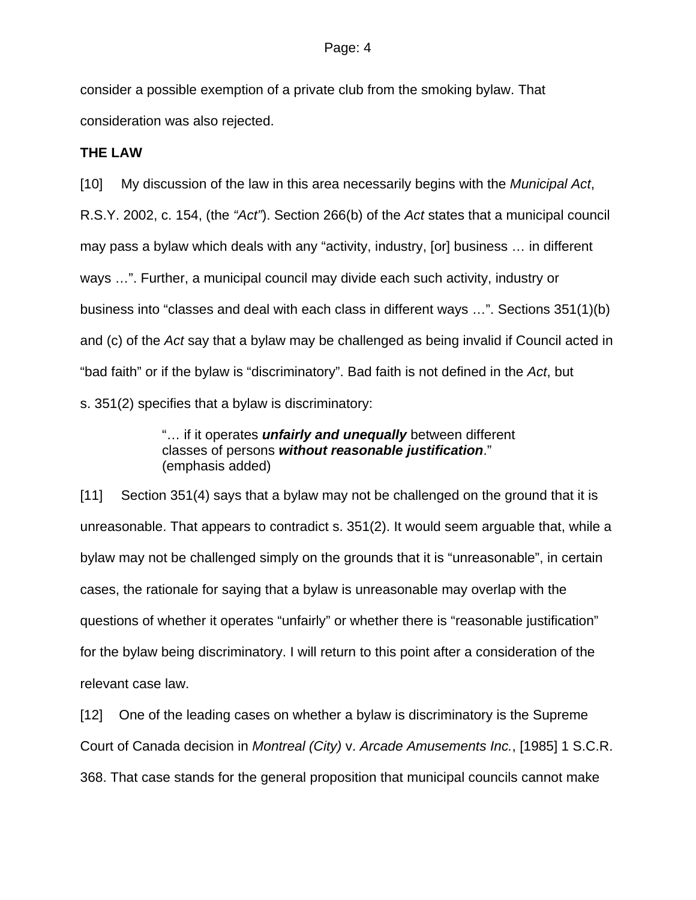consider a possible exemption of a private club from the smoking bylaw. That consideration was also rejected.

**THE LAW**

[10] My discussion of the law in this area necessarily begins with the *Municipal Act*, R.S.Y. 2002, c. 154, (the *"Act"*). Section 266(b) of the *Act* states that a municipal council may pass a bylaw which deals with any "activity, industry, [or] business … in different ways …". Further, a municipal council may divide each such activity, industry or business into "classes and deal with each class in different ways …". Sections 351(1)(b) and (c) of the *Act* say that a bylaw may be challenged as being invalid if Council acted in "bad faith" or if the bylaw is "discriminatory". Bad faith is not defined in the *Act*, but s. 351(2) specifies that a bylaw is discriminatory:

> "… if it operates ***unfairly and unequally*** between different classes of persons ***without reasonable justification***." (emphasis added)

[11] Section 351(4) says that a bylaw may not be challenged on the ground that it is unreasonable. That appears to contradict s. 351(2). It would seem arguable that, while a bylaw may not be challenged simply on the grounds that it is "unreasonable", in certain cases, the rationale for saying that a bylaw is unreasonable may overlap with the questions of whether it operates "unfairly" or whether there is "reasonable justification" for the bylaw being discriminatory. I will return to this point after a consideration of the relevant case law.

[12] One of the leading cases on whether a bylaw is discriminatory is the Supreme Court of Canada decision in *Montreal (City)* v. *Arcade Amusements Inc.*, [1985] 1 S.C.R. 368. That case stands for the general proposition that municipal councils cannot make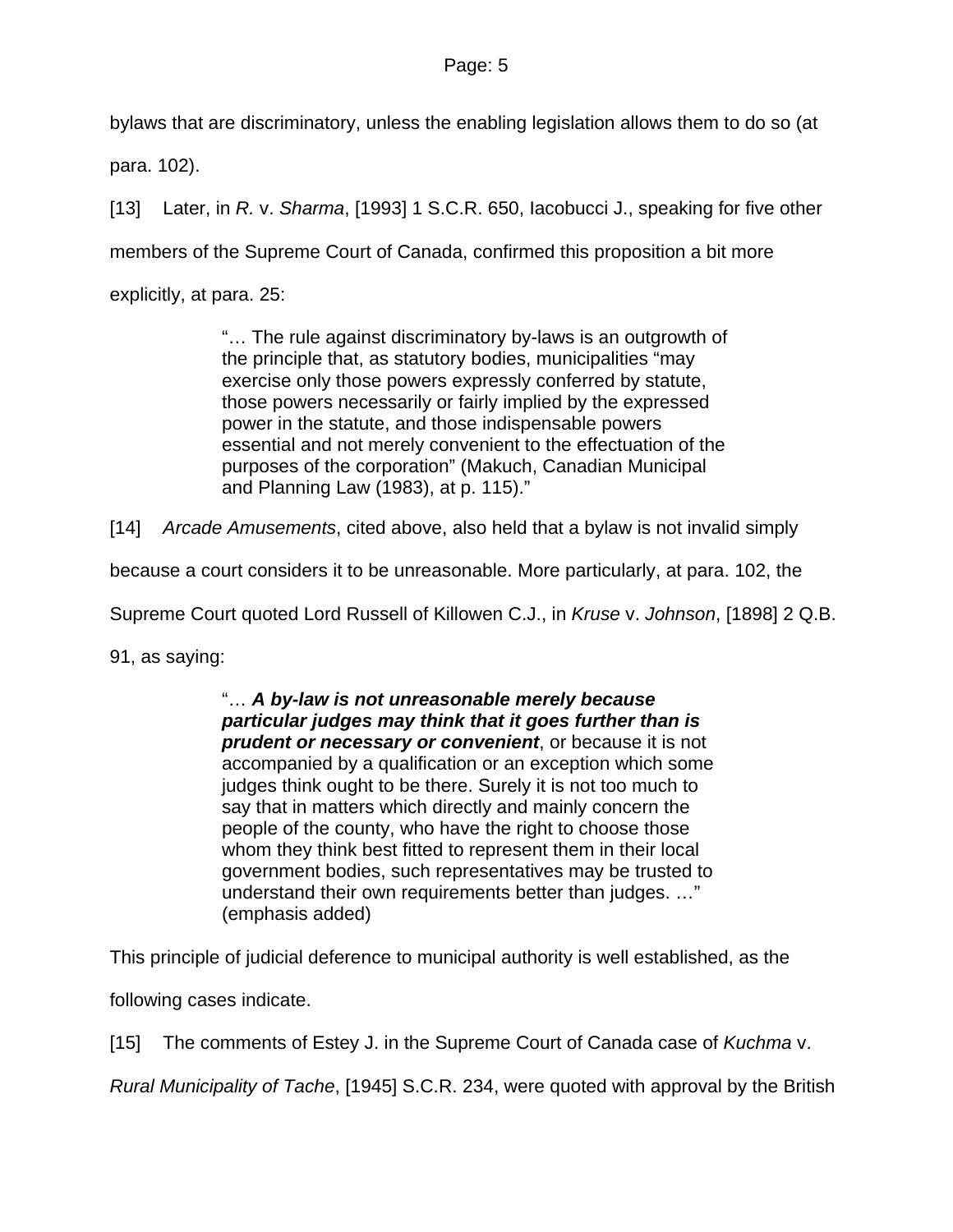bylaws that are discriminatory, unless the enabling legislation allows them to do so (at para. 102).

[13] Later, in *R.* v. *Sharma*, [1993] 1 S.C.R. 650, Iacobucci J., speaking for five other members of the Supreme Court of Canada, confirmed this proposition a bit more explicitly, at para. 25:

> "… The rule against discriminatory by-laws is an outgrowth of the principle that, as statutory bodies, municipalities "may exercise only those powers expressly conferred by statute, those powers necessarily or fairly implied by the expressed power in the statute, and those indispensable powers essential and not merely convenient to the effectuation of the purposes of the corporation" (Makuch, Canadian Municipal and Planning Law (1983), at p. 115)."

[14] *Arcade Amusements*, cited above, also held that a bylaw is not invalid simply because a court considers it to be unreasonable. More particularly, at para. 102, the Supreme Court quoted Lord Russell of Killowen C.J., in *Kruse* v. *Johnson*, [1898] 2 Q.B. 91, as saying:

> "… ***A by-law is not unreasonable merely because particular judges may think that it goes further than is prudent or necessary or convenient***, or because it is not accompanied by a qualification or an exception which some judges think ought to be there. Surely it is not too much to say that in matters which directly and mainly concern the people of the county, who have the right to choose those whom they think best fitted to represent them in their local government bodies, such representatives may be trusted to understand their own requirements better than judges. …" (emphasis added)

This principle of judicial deference to municipal authority is well established, as the following cases indicate.

[15] The comments of Estey J. in the Supreme Court of Canada case of *Kuchma* v. *Rural Municipality of Tache*, [1945] S.C.R. 234, were quoted with approval by the British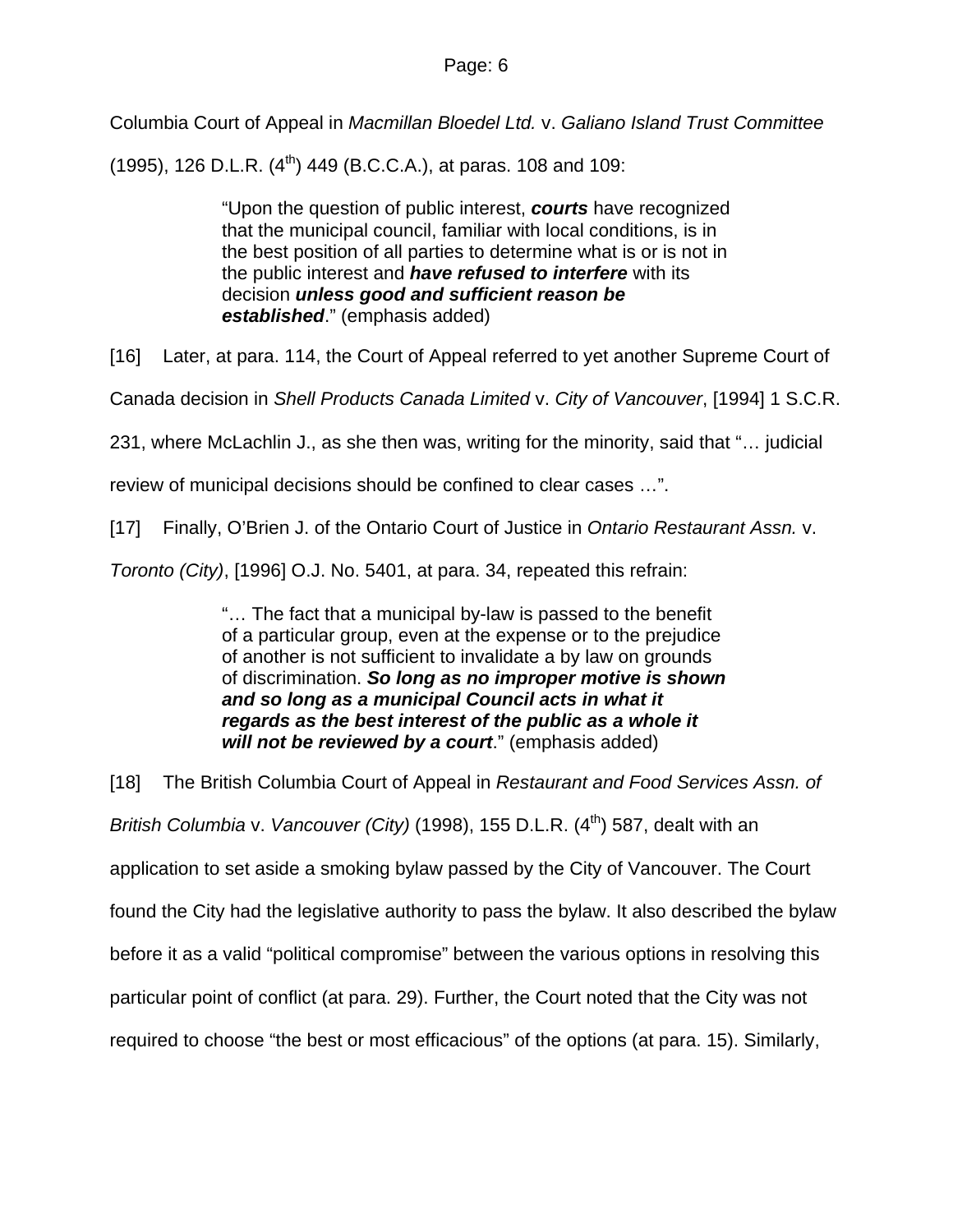Columbia Court of Appeal in *Macmillan Bloedel Ltd.* v. *Galiano Island Trust Committee* (1995), 126 D.L.R. (4th) 449 (B.C.C.A.), at paras. 108 and 109:

> "Upon the question of public interest, ***courts*** have recognized that the municipal council, familiar with local conditions, is in the best position of all parties to determine what is or is not in the public interest and ***have refused to interfere*** with its decision ***unless good and sufficient reason be established***." (emphasis added)

[16] Later, at para. 114, the Court of Appeal referred to yet another Supreme Court of Canada decision in *Shell Products Canada Limited* v. *City of Vancouver*, [1994] 1 S.C.R. 231, where McLachlin J., as she then was, writing for the minority, said that "… judicial review of municipal decisions should be confined to clear cases …".

[17] Finally, O'Brien J. of the Ontario Court of Justice in *Ontario Restaurant Assn.* v. *Toronto (City)*, [1996] O.J. No. 5401, at para. 34, repeated this refrain:

> "… The fact that a municipal by-law is passed to the benefit of a particular group, even at the expense or to the prejudice of another is not sufficient to invalidate a by law on grounds of discrimination. ***So long as no improper motive is shown and so long as a municipal Council acts in what it regards as the best interest of the public as a whole it will not be reviewed by a court***." (emphasis added)

[18] The British Columbia Court of Appeal in *Restaurant and Food Services Assn. of British Columbia* v. *Vancouver (City)* (1998), 155 D.L.R. (4th) 587, dealt with an application to set aside a smoking bylaw passed by the City of Vancouver. The Court found the City had the legislative authority to pass the bylaw. It also described the bylaw before it as a valid "political compromise" between the various options in resolving this particular point of conflict (at para. 29). Further, the Court noted that the City was not required to choose "the best or most efficacious" of the options (at para. 15). Similarly,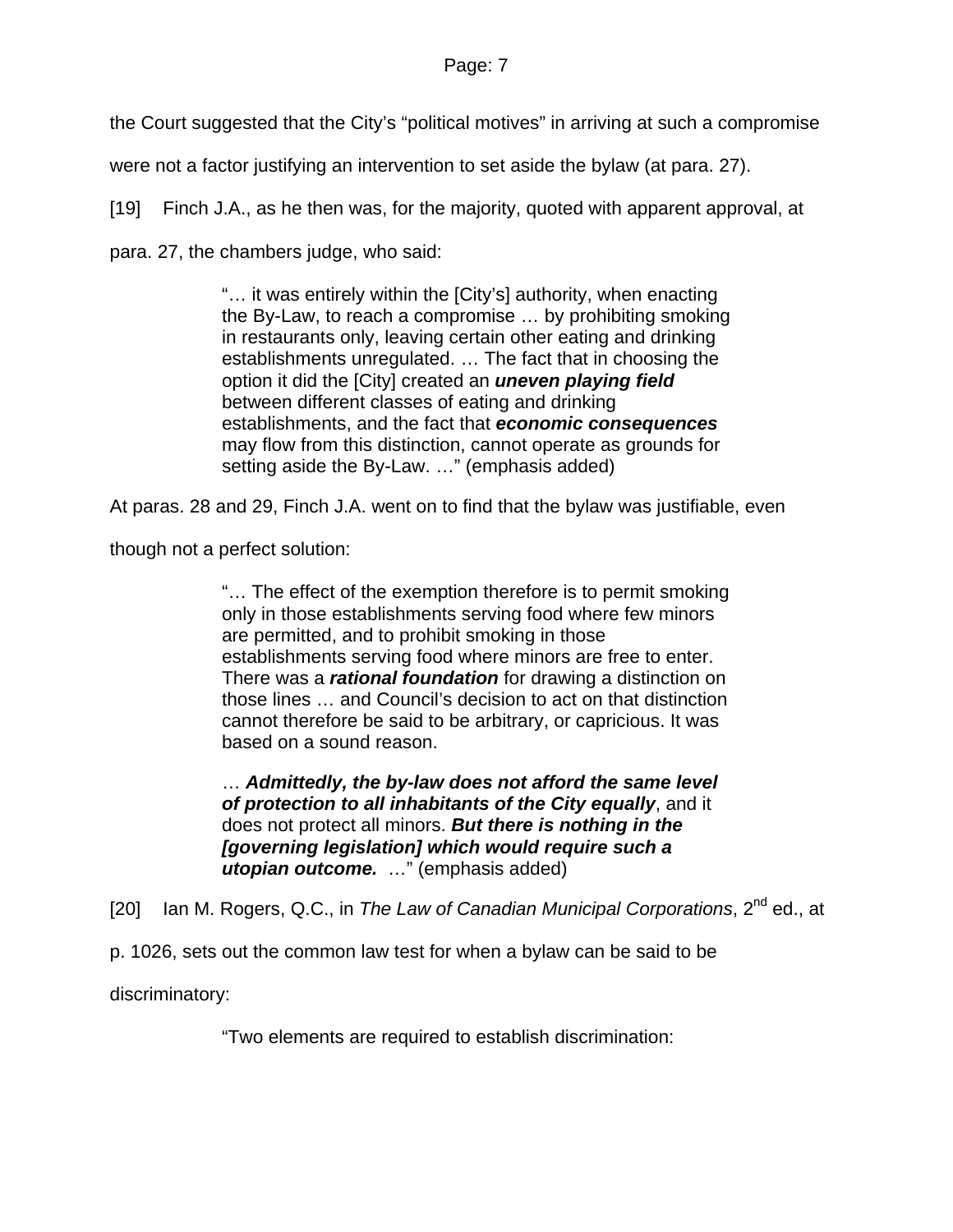the Court suggested that the City's "political motives" in arriving at such a compromise were not a factor justifying an intervention to set aside the bylaw (at para. 27).

[19] Finch J.A., as he then was, for the majority, quoted with apparent approval, at para. 27, the chambers judge, who said:

> "… it was entirely within the [City's] authority, when enacting the By-Law, to reach a compromise … by prohibiting smoking in restaurants only, leaving certain other eating and drinking establishments unregulated. … The fact that in choosing the option it did the [City] created an ***uneven playing field*** between different classes of eating and drinking establishments, and the fact that ***economic consequences*** may flow from this distinction, cannot operate as grounds for setting aside the By-Law. …" (emphasis added)

At paras. 28 and 29, Finch J.A. went on to find that the bylaw was justifiable, even though not a perfect solution:

> "… The effect of the exemption therefore is to permit smoking only in those establishments serving food where few minors are permitted, and to prohibit smoking in those establishments serving food where minors are free to enter. There was a ***rational foundation*** for drawing a distinction on those lines … and Council's decision to act on that distinction cannot therefore be said to be arbitrary, or capricious. It was based on a sound reason.
>
> … ***Admittedly, the by-law does not afford the same level of protection to all inhabitants of the City equally***, and it does not protect all minors. ***But there is nothing in the [governing legislation] which would require such a utopian outcome.*** …" (emphasis added)

[20] Ian M. Rogers, Q.C., in *The Law of Canadian Municipal Corporations*, 2nd ed., at p. 1026, sets out the common law test for when a bylaw can be said to be discriminatory:

> "Two elements are required to establish discrimination: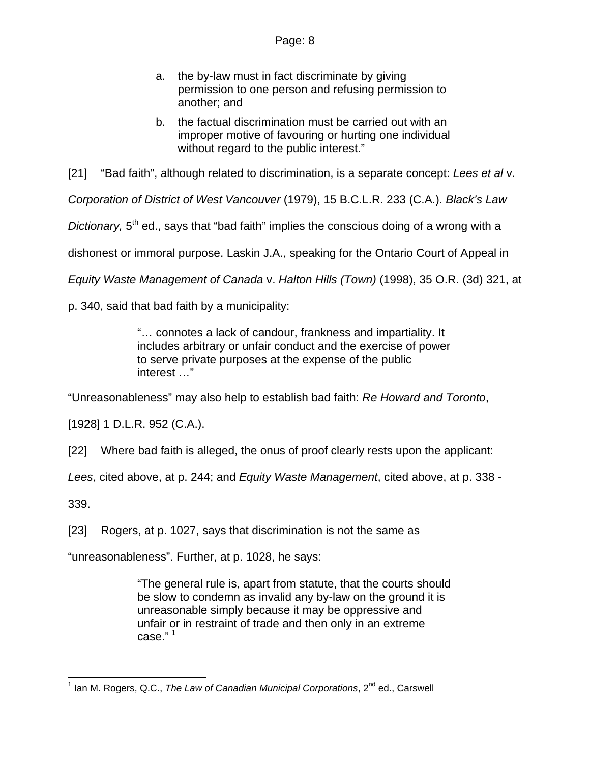> a. the by-law must in fact discriminate by giving permission to one person and refusing permission to another; and
>
> b. the factual discrimination must be carried out with an improper motive of favouring or hurting one individual without regard to the public interest."

[21] "Bad faith", although related to discrimination, is a separate concept: *Lees et al* v. *Corporation of District of West Vancouver* (1979), 15 B.C.L.R. 233 (C.A.). *Black's Law Dictionary,* 5th ed., says that "bad faith" implies the conscious doing of a wrong with a dishonest or immoral purpose. Laskin J.A., speaking for the Ontario Court of Appeal in *Equity Waste Management of Canada* v. *Halton Hills (Town)* (1998), 35 O.R. (3d) 321, at p. 340, said that bad faith by a municipality:

> "… connotes a lack of candour, frankness and impartiality. It includes arbitrary or unfair conduct and the exercise of power to serve private purposes at the expense of the public interest …"

"Unreasonableness" may also help to establish bad faith: *Re Howard and Toronto*, [1928] 1 D.L.R. 952 (C.A.).

[22] Where bad faith is alleged, the onus of proof clearly rests upon the applicant: *Lees*, cited above, at p. 244; and *Equity Waste Management*, cited above, at p. 338 - 339.

[23] Rogers, at p. 1027, says that discrimination is not the same as "unreasonableness". Further, at p. 1028, he says:

> "The general rule is, apart from statute, that the courts should be slow to condemn as invalid any by-law on the ground it is unreasonable simply because it may be oppressive and unfair or in restraint of trade and then only in an extreme case." [1]

---

[1] Ian M. Rogers, Q.C., *The Law of Canadian Municipal Corporations*, 2nd ed., Carswell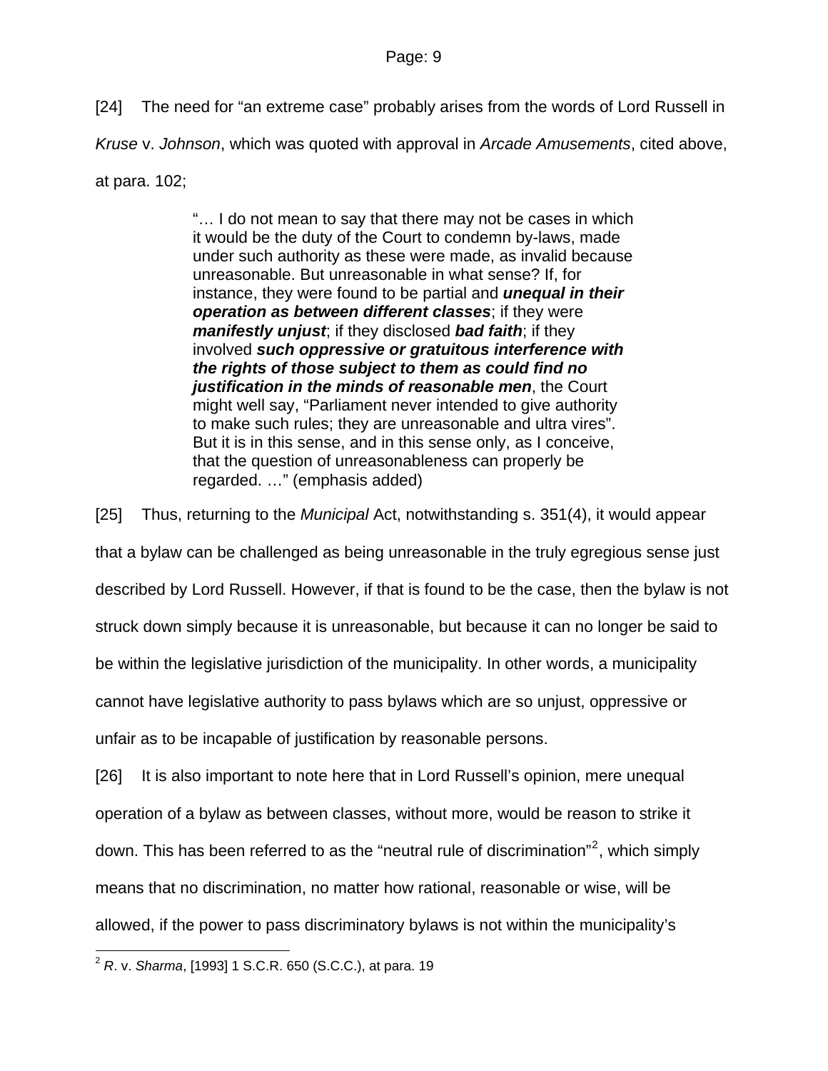[24] The need for “an extreme case” probably arises from the words of Lord Russell in *Kruse* v. *Johnson*, which was quoted with approval in *Arcade Amusements*, cited above, at para. 102;

> “… I do not mean to say that there may not be cases in which it would be the duty of the Court to condemn by-laws, made under such authority as these were made, as invalid because unreasonable. But unreasonable in what sense? If, for instance, they were found to be partial and ***unequal in their operation as between different classes***; if they were ***manifestly unjust***; if they disclosed ***bad faith***; if they involved ***such oppressive or gratuitous interference with the rights of those subject to them as could find no justification in the minds of reasonable men***, the Court might well say, “Parliament never intended to give authority to make such rules; they are unreasonable and ultra vires”. But it is in this sense, and in this sense only, as I conceive, that the question of unreasonableness can properly be regarded. …” (emphasis added)

[25] Thus, returning to the *Municipal* Act, notwithstanding s. 351(4), it would appear that a bylaw can be challenged as being unreasonable in the truly egregious sense just described by Lord Russell. However, if that is found to be the case, then the bylaw is not struck down simply because it is unreasonable, but because it can no longer be said to be within the legislative jurisdiction of the municipality. In other words, a municipality cannot have legislative authority to pass bylaws which are so unjust, oppressive or unfair as to be incapable of justification by reasonable persons.

[26] It is also important to note here that in Lord Russell’s opinion, mere unequal operation of a bylaw as between classes, without more, would be reason to strike it down. This has been referred to as the “neutral rule of discrimination”[2], which simply means that no discrimination, no matter how rational, reasonable or wise, will be allowed, if the power to pass discriminatory bylaws is not within the municipality’s

[2] *R*. v. *Sharma*, [1993] 1 S.C.R. 650 (S.C.C.), at para. 19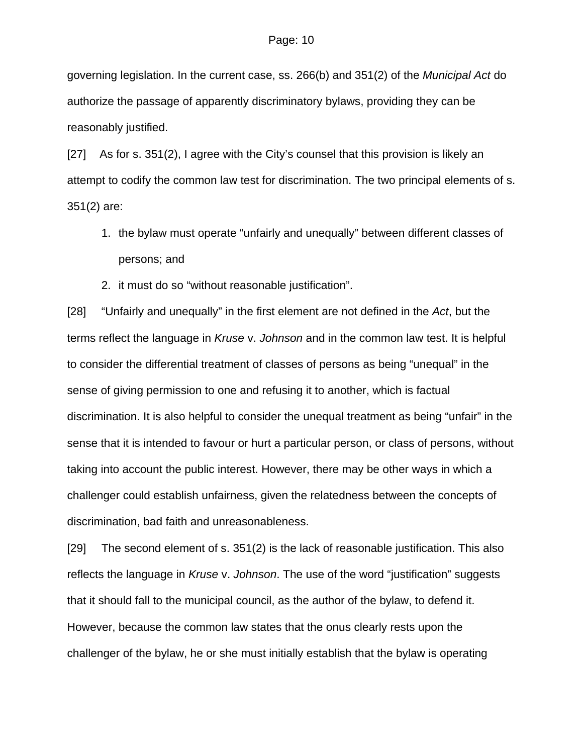governing legislation. In the current case, ss. 266(b) and 351(2) of the *Municipal Act* do authorize the passage of apparently discriminatory bylaws, providing they can be reasonably justified.

[27] As for s. 351(2), I agree with the City's counsel that this provision is likely an attempt to codify the common law test for discrimination. The two principal elements of s. 351(2) are:

1. the bylaw must operate "unfairly and unequally" between different classes of persons; and
2. it must do so "without reasonable justification".

[28] "Unfairly and unequally" in the first element are not defined in the *Act*, but the terms reflect the language in *Kruse* v. *Johnson* and in the common law test. It is helpful to consider the differential treatment of classes of persons as being "unequal" in the sense of giving permission to one and refusing it to another, which is factual discrimination. It is also helpful to consider the unequal treatment as being "unfair" in the sense that it is intended to favour or hurt a particular person, or class of persons, without taking into account the public interest. However, there may be other ways in which a challenger could establish unfairness, given the relatedness between the concepts of discrimination, bad faith and unreasonableness.

[29] The second element of s. 351(2) is the lack of reasonable justification. This also reflects the language in *Kruse* v. *Johnson*. The use of the word "justification" suggests that it should fall to the municipal council, as the author of the bylaw, to defend it. However, because the common law states that the onus clearly rests upon the challenger of the bylaw, he or she must initially establish that the bylaw is operating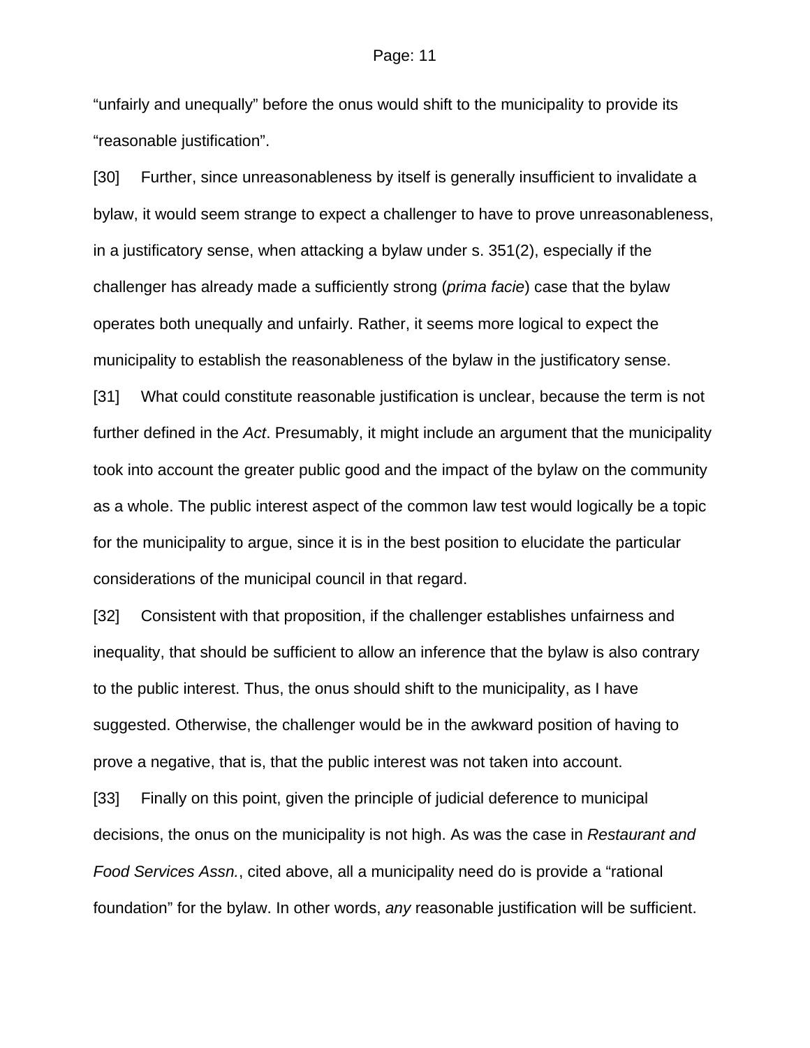“unfairly and unequally” before the onus would shift to the municipality to provide its “reasonable justification”.

[30] Further, since unreasonableness by itself is generally insufficient to invalidate a bylaw, it would seem strange to expect a challenger to have to prove unreasonableness, in a justificatory sense, when attacking a bylaw under s. 351(2), especially if the challenger has already made a sufficiently strong (*prima facie*) case that the bylaw operates both unequally and unfairly. Rather, it seems more logical to expect the municipality to establish the reasonableness of the bylaw in the justificatory sense.

[31] What could constitute reasonable justification is unclear, because the term is not further defined in the *Act*. Presumably, it might include an argument that the municipality took into account the greater public good and the impact of the bylaw on the community as a whole. The public interest aspect of the common law test would logically be a topic for the municipality to argue, since it is in the best position to elucidate the particular considerations of the municipal council in that regard.

[32] Consistent with that proposition, if the challenger establishes unfairness and inequality, that should be sufficient to allow an inference that the bylaw is also contrary to the public interest. Thus, the onus should shift to the municipality, as I have suggested. Otherwise, the challenger would be in the awkward position of having to prove a negative, that is, that the public interest was not taken into account.

[33] Finally on this point, given the principle of judicial deference to municipal decisions, the onus on the municipality is not high. As was the case in *Restaurant and Food Services Assn.*, cited above, all a municipality need do is provide a “rational foundation” for the bylaw. In other words, *any* reasonable justification will be sufficient.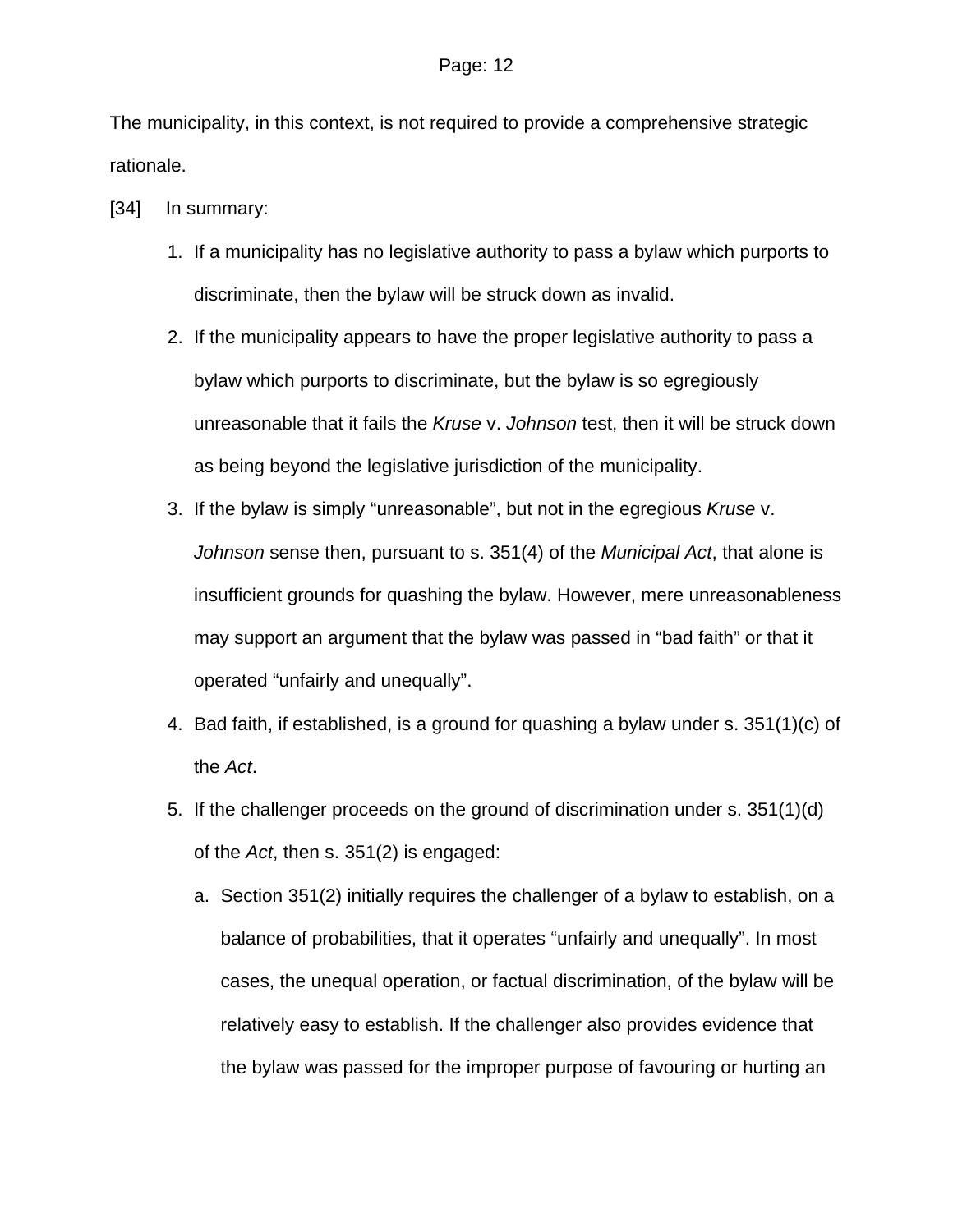The municipality, in this context, is not required to provide a comprehensive strategic rationale.

[34] In summary:

1. If a municipality has no legislative authority to pass a bylaw which purports to discriminate, then the bylaw will be struck down as invalid.
2. If the municipality appears to have the proper legislative authority to pass a bylaw which purports to discriminate, but the bylaw is so egregiously unreasonable that it fails the *Kruse* v. *Johnson* test, then it will be struck down as being beyond the legislative jurisdiction of the municipality.
3. If the bylaw is simply "unreasonable", but not in the egregious *Kruse* v. *Johnson* sense then, pursuant to s. 351(4) of the *Municipal Act*, that alone is insufficient grounds for quashing the bylaw. However, mere unreasonableness may support an argument that the bylaw was passed in "bad faith" or that it operated "unfairly and unequally".
4. Bad faith, if established, is a ground for quashing a bylaw under s. 351(1)(c) of the *Act*.
5. If the challenger proceeds on the ground of discrimination under s. 351(1)(d) of the *Act*, then s. 351(2) is engaged:
    a. Section 351(2) initially requires the challenger of a bylaw to establish, on a balance of probabilities, that it operates "unfairly and unequally". In most cases, the unequal operation, or factual discrimination, of the bylaw will be relatively easy to establish. If the challenger also provides evidence that the bylaw was passed for the improper purpose of favouring or hurting an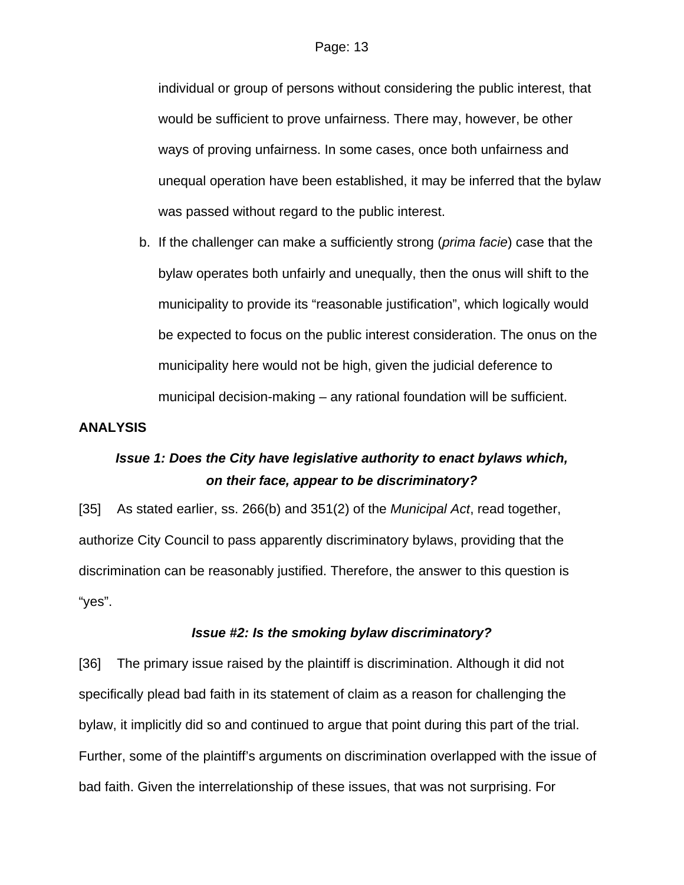individual or group of persons without considering the public interest, that would be sufficient to prove unfairness. There may, however, be other ways of proving unfairness. In some cases, once both unfairness and unequal operation have been established, it may be inferred that the bylaw was passed without regard to the public interest.

b. If the challenger can make a sufficiently strong (*prima facie*) case that the bylaw operates both unfairly and unequally, then the onus will shift to the municipality to provide its "reasonable justification", which logically would be expected to focus on the public interest consideration. The onus on the municipality here would not be high, given the judicial deference to municipal decision-making – any rational foundation will be sufficient.

**ANALYSIS**

***Issue 1: Does the City have legislative authority to enact bylaws which, on their face, appear to be discriminatory?***

[35] As stated earlier, ss. 266(b) and 351(2) of the *Municipal Act*, read together, authorize City Council to pass apparently discriminatory bylaws, providing that the discrimination can be reasonably justified. Therefore, the answer to this question is "yes".

***Issue #2: Is the smoking bylaw discriminatory?***

[36] The primary issue raised by the plaintiff is discrimination. Although it did not specifically plead bad faith in its statement of claim as a reason for challenging the bylaw, it implicitly did so and continued to argue that point during this part of the trial. Further, some of the plaintiff's arguments on discrimination overlapped with the issue of bad faith. Given the interrelationship of these issues, that was not surprising. For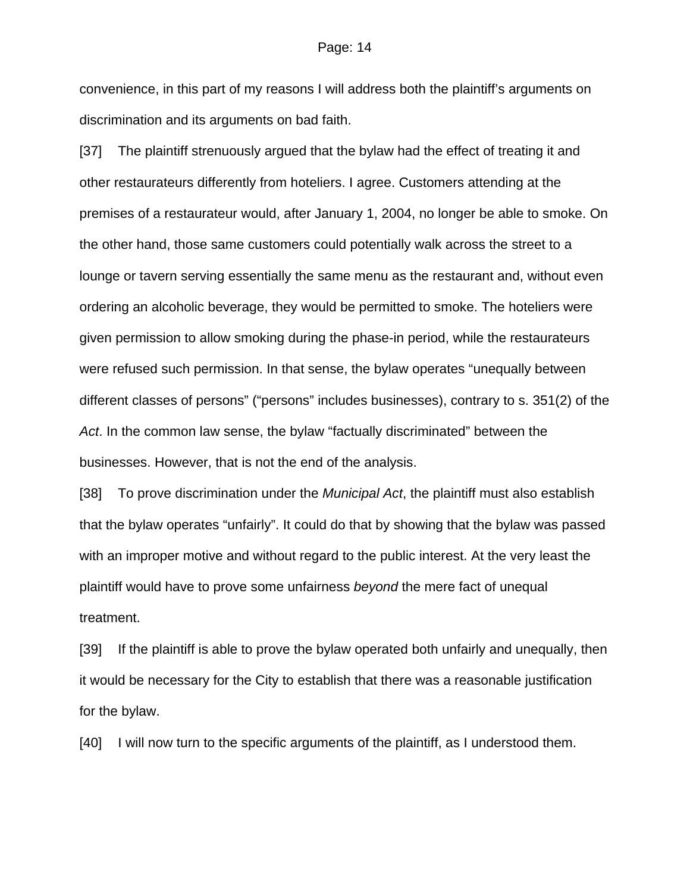convenience, in this part of my reasons I will address both the plaintiff's arguments on discrimination and its arguments on bad faith.

[37] The plaintiff strenuously argued that the bylaw had the effect of treating it and other restaurateurs differently from hoteliers. I agree. Customers attending at the premises of a restaurateur would, after January 1, 2004, no longer be able to smoke. On the other hand, those same customers could potentially walk across the street to a lounge or tavern serving essentially the same menu as the restaurant and, without even ordering an alcoholic beverage, they would be permitted to smoke. The hoteliers were given permission to allow smoking during the phase-in period, while the restaurateurs were refused such permission. In that sense, the bylaw operates "unequally between different classes of persons" ("persons" includes businesses), contrary to s. 351(2) of the *Act*. In the common law sense, the bylaw "factually discriminated" between the businesses. However, that is not the end of the analysis.

[38] To prove discrimination under the *Municipal Act*, the plaintiff must also establish that the bylaw operates "unfairly". It could do that by showing that the bylaw was passed with an improper motive and without regard to the public interest. At the very least the plaintiff would have to prove some unfairness *beyond* the mere fact of unequal treatment.

[39] If the plaintiff is able to prove the bylaw operated both unfairly and unequally, then it would be necessary for the City to establish that there was a reasonable justification for the bylaw.

[40] I will now turn to the specific arguments of the plaintiff, as I understood them.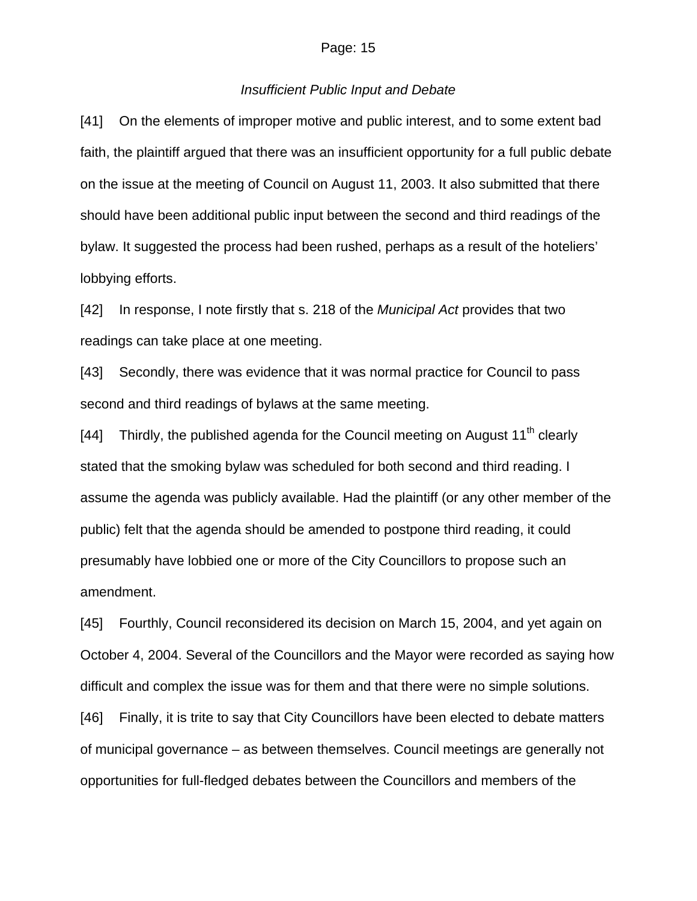*Insufficient Public Input and Debate*

[41] On the elements of improper motive and public interest, and to some extent bad faith, the plaintiff argued that there was an insufficient opportunity for a full public debate on the issue at the meeting of Council on August 11, 2003. It also submitted that there should have been additional public input between the second and third readings of the bylaw. It suggested the process had been rushed, perhaps as a result of the hoteliers' lobbying efforts.

[42] In response, I note firstly that s. 218 of the *Municipal Act* provides that two readings can take place at one meeting.

[43] Secondly, there was evidence that it was normal practice for Council to pass second and third readings of bylaws at the same meeting.

[44] Thirdly, the published agenda for the Council meeting on August 11th clearly stated that the smoking bylaw was scheduled for both second and third reading. I assume the agenda was publicly available. Had the plaintiff (or any other member of the public) felt that the agenda should be amended to postpone third reading, it could presumably have lobbied one or more of the City Councillors to propose such an amendment.

[45] Fourthly, Council reconsidered its decision on March 15, 2004, and yet again on October 4, 2004. Several of the Councillors and the Mayor were recorded as saying how difficult and complex the issue was for them and that there were no simple solutions.

[46] Finally, it is trite to say that City Councillors have been elected to debate matters of municipal governance – as between themselves. Council meetings are generally not opportunities for full-fledged debates between the Councillors and members of the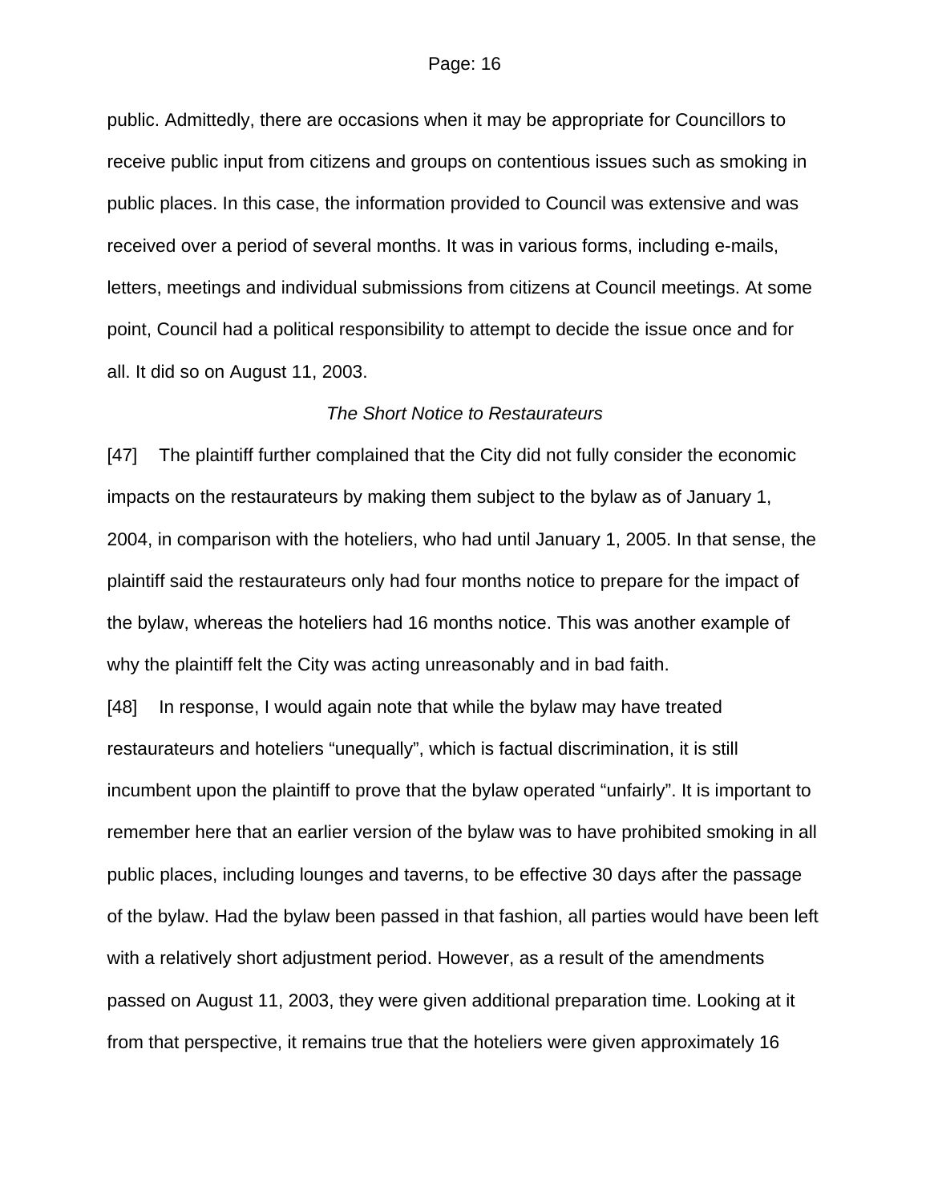public. Admittedly, there are occasions when it may be appropriate for Councillors to receive public input from citizens and groups on contentious issues such as smoking in public places. In this case, the information provided to Council was extensive and was received over a period of several months. It was in various forms, including e-mails, letters, meetings and individual submissions from citizens at Council meetings. At some point, Council had a political responsibility to attempt to decide the issue once and for all. It did so on August 11, 2003.

*The Short Notice to Restaurateurs*

[47] The plaintiff further complained that the City did not fully consider the economic impacts on the restaurateurs by making them subject to the bylaw as of January 1, 2004, in comparison with the hoteliers, who had until January 1, 2005. In that sense, the plaintiff said the restaurateurs only had four months notice to prepare for the impact of the bylaw, whereas the hoteliers had 16 months notice. This was another example of why the plaintiff felt the City was acting unreasonably and in bad faith.

[48] In response, I would again note that while the bylaw may have treated restaurateurs and hoteliers "unequally", which is factual discrimination, it is still incumbent upon the plaintiff to prove that the bylaw operated "unfairly". It is important to remember here that an earlier version of the bylaw was to have prohibited smoking in all public places, including lounges and taverns, to be effective 30 days after the passage of the bylaw. Had the bylaw been passed in that fashion, all parties would have been left with a relatively short adjustment period. However, as a result of the amendments passed on August 11, 2003, they were given additional preparation time. Looking at it from that perspective, it remains true that the hoteliers were given approximately 16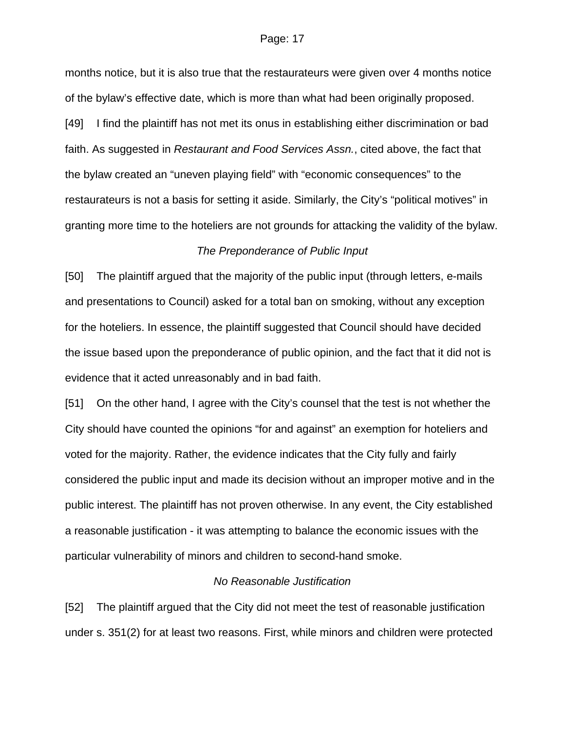months notice, but it is also true that the restaurateurs were given over 4 months notice of the bylaw's effective date, which is more than what had been originally proposed.

[49] I find the plaintiff has not met its onus in establishing either discrimination or bad faith. As suggested in *Restaurant and Food Services Assn.*, cited above, the fact that the bylaw created an "uneven playing field" with "economic consequences" to the restaurateurs is not a basis for setting it aside. Similarly, the City's "political motives" in granting more time to the hoteliers are not grounds for attacking the validity of the bylaw.

*The Preponderance of Public Input*

[50] The plaintiff argued that the majority of the public input (through letters, e-mails and presentations to Council) asked for a total ban on smoking, without any exception for the hoteliers. In essence, the plaintiff suggested that Council should have decided the issue based upon the preponderance of public opinion, and the fact that it did not is evidence that it acted unreasonably and in bad faith.

[51] On the other hand, I agree with the City's counsel that the test is not whether the City should have counted the opinions "for and against" an exemption for hoteliers and voted for the majority. Rather, the evidence indicates that the City fully and fairly considered the public input and made its decision without an improper motive and in the public interest. The plaintiff has not proven otherwise. In any event, the City established a reasonable justification - it was attempting to balance the economic issues with the particular vulnerability of minors and children to second-hand smoke.

*No Reasonable Justification*

[52] The plaintiff argued that the City did not meet the test of reasonable justification under s. 351(2) for at least two reasons. First, while minors and children were protected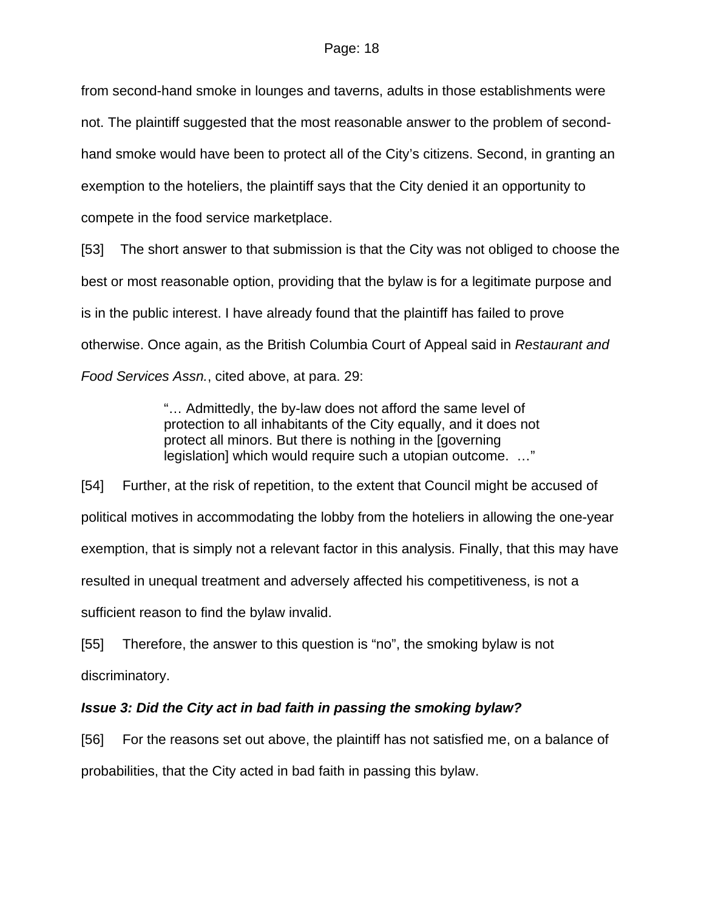from second-hand smoke in lounges and taverns, adults in those establishments were not. The plaintiff suggested that the most reasonable answer to the problem of second-hand smoke would have been to protect all of the City's citizens. Second, in granting an exemption to the hoteliers, the plaintiff says that the City denied it an opportunity to compete in the food service marketplace.

[53] The short answer to that submission is that the City was not obliged to choose the best or most reasonable option, providing that the bylaw is for a legitimate purpose and is in the public interest. I have already found that the plaintiff has failed to prove otherwise. Once again, as the British Columbia Court of Appeal said in *Restaurant and Food Services Assn.*, cited above, at para. 29:

> "… Admittedly, the by-law does not afford the same level of protection to all inhabitants of the City equally, and it does not protect all minors. But there is nothing in the [governing legislation] which would require such a utopian outcome. …"

[54] Further, at the risk of repetition, to the extent that Council might be accused of political motives in accommodating the lobby from the hoteliers in allowing the one-year exemption, that is simply not a relevant factor in this analysis. Finally, that this may have resulted in unequal treatment and adversely affected his competitiveness, is not a sufficient reason to find the bylaw invalid.

[55] Therefore, the answer to this question is "no", the smoking bylaw is not discriminatory.

***Issue 3: Did the City act in bad faith in passing the smoking bylaw?***

[56] For the reasons set out above, the plaintiff has not satisfied me, on a balance of probabilities, that the City acted in bad faith in passing this bylaw.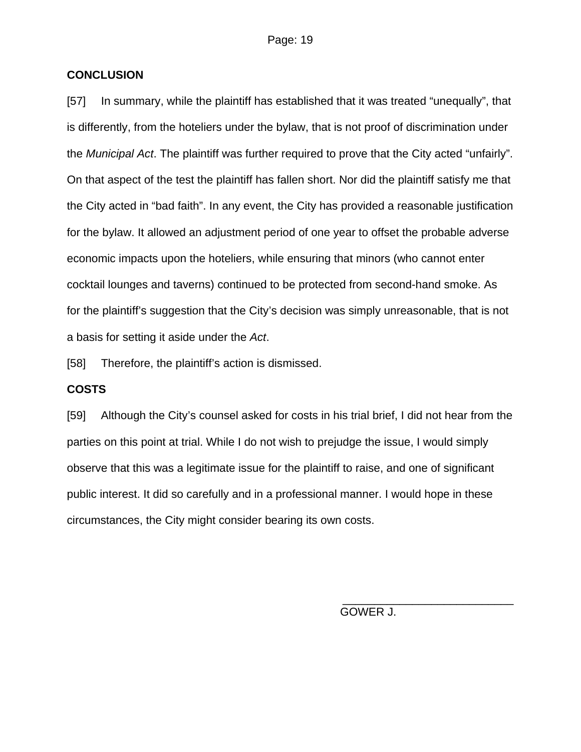**CONCLUSION**

[57] In summary, while the plaintiff has established that it was treated “unequally”, that is differently, from the hoteliers under the bylaw, that is not proof of discrimination under the *Municipal Act*. The plaintiff was further required to prove that the City acted “unfairly”. On that aspect of the test the plaintiff has fallen short. Nor did the plaintiff satisfy me that the City acted in “bad faith”. In any event, the City has provided a reasonable justification for the bylaw. It allowed an adjustment period of one year to offset the probable adverse economic impacts upon the hoteliers, while ensuring that minors (who cannot enter cocktail lounges and taverns) continued to be protected from second-hand smoke. As for the plaintiff’s suggestion that the City’s decision was simply unreasonable, that is not a basis for setting it aside under the *Act*.

[58] Therefore, the plaintiff’s action is dismissed.

**COSTS**

[59] Although the City’s counsel asked for costs in his trial brief, I did not hear from the parties on this point at trial. While I do not wish to prejudge the issue, I would simply observe that this was a legitimate issue for the plaintiff to raise, and one of significant public interest. It did so carefully and in a professional manner. I would hope in these circumstances, the City might consider bearing its own costs.

\_\_\_\_\_\_\_\_\_\_\_\_\_\_\_\_\_\_\_\_\_\_\_\_\_\_\_\_
GOWER J.